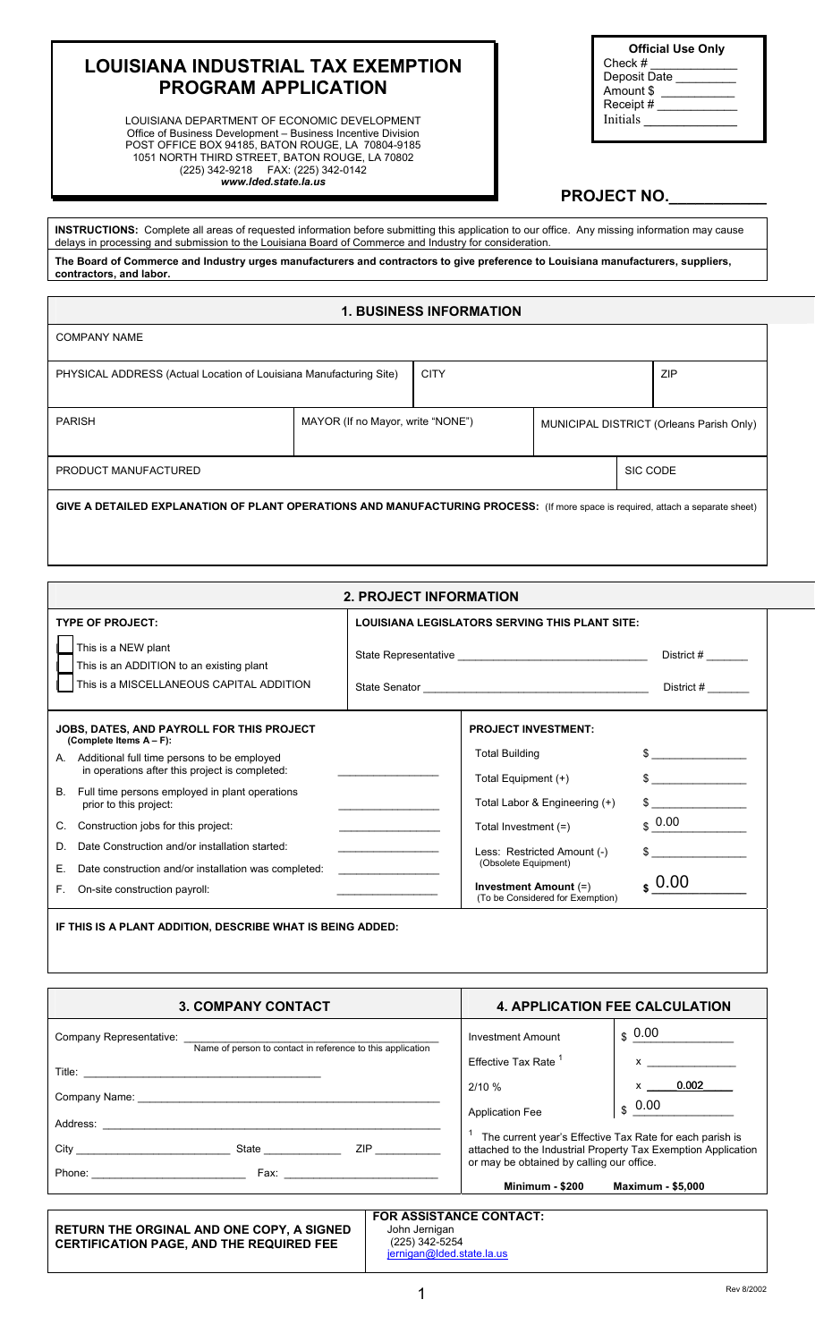# LOUISIANA INDUSTRIAL TAX EXEMPTION PROGRAM APPLICATION

LOUISIANA DEPARTMENT OF ECONOMIC DEVELOPMENT
Office of Business Development – Business Incentive Division
POST OFFICE BOX 94185, BATON ROUGE, LA 70804-9185
1051 NORTH THIRD STREET, BATON ROUGE, LA 70802
(225) 342-9218 FAX: (225) 342-0142
***www.lded.state.la.us***

| Official Use Only |
|---|
| Check # ____________ |
| Deposit Date ________ |
| Amount $ __________ |
| Receipt # ___________ |
| Initials _____________ |

## PROJECT NO.__________

**INSTRUCTIONS:** Complete all areas of requested information before submitting this application to our office. Any missing information may cause delays in processing and submission to the Louisiana Board of Commerce and Industry for consideration.

**The Board of Commerce and Industry urges manufacturers and contractors to give preference to Louisiana manufacturers, suppliers, contractors, and labor.**

## 1. BUSINESS INFORMATION

| COMPANY NAME | | | |
|---|---|---|---|
| | | | |
| PHYSICAL ADDRESS (Actual Location of Louisiana Manufacturing Site) | CITY | | ZIP |
| | | | |
| PARISH | MAYOR (If no Mayor, write "NONE") | MUNICIPAL DISTRICT (Orleans Parish Only) | |
| | | | |
| PRODUCT MANUFACTURED | | SIC CODE | |
| | | | |

**GIVE A DETAILED EXPLANATION OF PLANT OPERATIONS AND MANUFACTURING PROCESS:** (If more space is required, attach a separate sheet)

## 2. PROJECT INFORMATION

**TYPE OF PROJECT:**

- [ ] This is a NEW plant
- [ ] This is an ADDITION to an existing plant
- [ ] This is a MISCELLANEOUS CAPITAL ADDITION

**LOUISIANA LEGISLATORS SERVING THIS PLANT SITE:**

State Representative ______________________________ District # ______

State Senator ___________________________________ District # ______

**JOBS, DATES, AND PAYROLL FOR THIS PROJECT (Complete Items A – F):**

| | |
|---|---|
| A. Additional full time persons to be employed in operations after this project is completed: | ______________ |
| B. Full time persons employed in plant operations prior to this project: | ______________ |
| C. Construction jobs for this project: | ______________ |
| D. Date Construction and/or installation started: | ______________ |
| E. Date construction and/or installation was completed: | ______________ |
| F. On-site construction payroll: | ______________ |

**PROJECT INVESTMENT:**

| | |
|---|---|
| Total Building | $ ______________ |
| Total Equipment (+) | $ ______________ |
| Total Labor & Engineering (+) | $ ______________ |
| Total Investment (=) | $ 0.00 |
| Less: Restricted Amount (-) (Obsolete Equipment) | $ ______________ |
| **Investment Amount** (=) (To be Considered for Exemption) | $ 0.00 |

**IF THIS IS A PLANT ADDITION, DESCRIBE WHAT IS BEING ADDED:**

## 3. COMPANY CONTACT

Company Representative: ____________________________________________
Name of person to contact in reference to this application

Title: ____________________________________

Company Name: ______________________________________________________

Address: ___________________________________________________________

City ________________________ State ____________ ZIP __________

Phone: ________________________ Fax: ________________________

## 4. APPLICATION FEE CALCULATION

| | |
|---|---|
| Investment Amount | $ 0.00 |
| Effective Tax Rate [1] | x ____________ |
| 2/10 % | x **0.002** |
| Application Fee | $ 0.00 |

[1] The current year's Effective Tax Rate for each parish is attached to the Industrial Property Tax Exemption Application or may be obtained by calling our office.

**Minimum - $200 Maximum - $5,000**

**RETURN THE ORGINAL AND ONE COPY, A SIGNED CERTIFICATION PAGE, AND THE REQUIRED FEE**

**FOR ASSISTANCE CONTACT:**
John Jernigan
(225) 342-5254
jernigan@lded.state.la.us

Rev 8/2002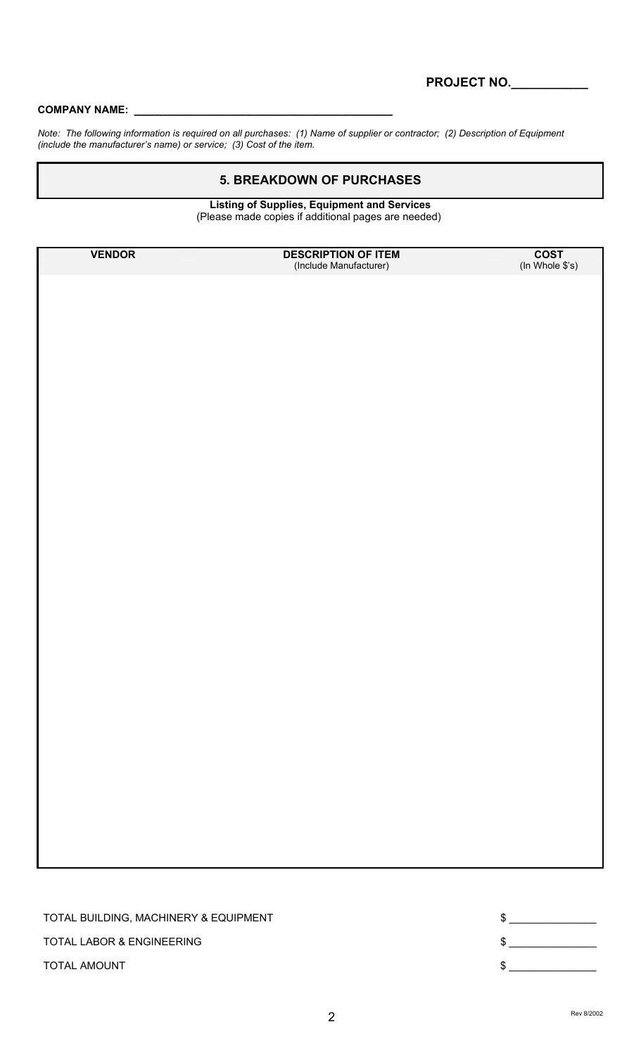**PROJECT NO.___________**

**COMPANY NAME: ________________________________________**

*Note: The following information is required on all purchases: (1) Name of supplier or contractor; (2) Description of Equipment (include the manufacturer's name) or service; (3) Cost of the item.*

## 5. BREAKDOWN OF PURCHASES

**Listing of Supplies, Equipment and Services**
(Please made copies if additional pages are needed)

| **VENDOR** | **DESCRIPTION OF ITEM** (Include Manufacturer) | **COST** (In Whole $'s) |
|---|---|---|
| | | |

TOTAL BUILDING, MACHINERY & EQUIPMENT $ _______________

TOTAL LABOR & ENGINEERING $ _______________

TOTAL AMOUNT $ _______________

Rev 8/2002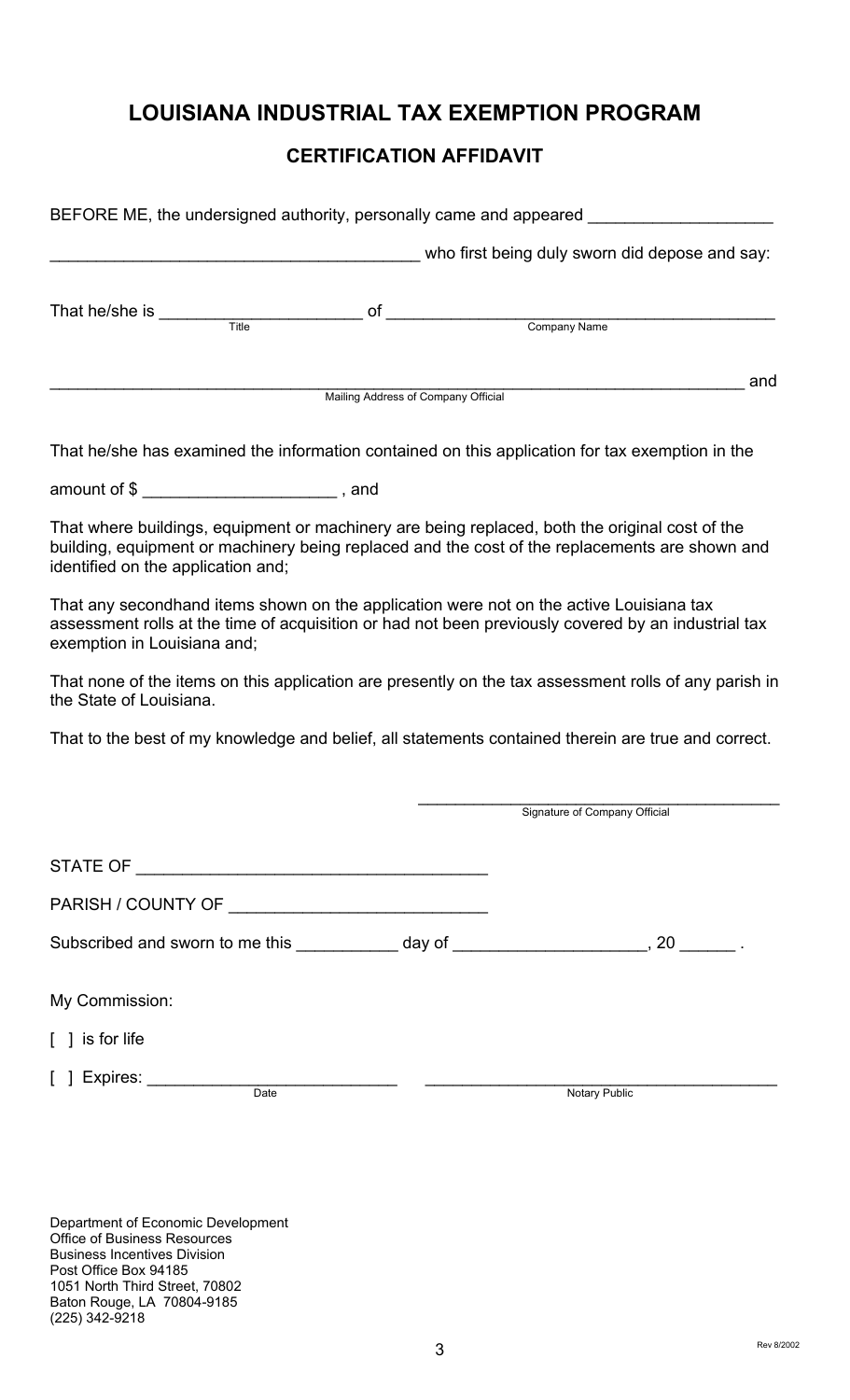# LOUISIANA INDUSTRIAL TAX EXEMPTION PROGRAM

## CERTIFICATION AFFIDAVIT

BEFORE ME, the undersigned authority, personally came and appeared ____________________

________________________________________ who first being duly sworn did depose and say:

That he/she is ______________________ of ___________________________________________
Title / Company Name

_____________________________________________________________________________ and
Mailing Address of Company Official

That he/she has examined the information contained on this application for tax exemption in the

amount of $ _____________________ , and

That where buildings, equipment or machinery are being replaced, both the original cost of the building, equipment or machinery being replaced and the cost of the replacements are shown and identified on the application and;

That any secondhand items shown on the application were not on the active Louisiana tax assessment rolls at the time of acquisition or had not been previously covered by an industrial tax exemption in Louisiana and;

That none of the items on this application are presently on the tax assessment rolls of any parish in the State of Louisiana.

That to the best of my knowledge and belief, all statements contained therein are true and correct.

________________________________________
Signature of Company Official

STATE OF ______________________________________

PARISH / COUNTY OF ____________________________

Subscribed and sworn to me this ___________ day of ____________________, 20 ______ .

My Commission:

[ ] is for life

[ ] Expires: ___________________________ ______________________________________
Date / Notary Public

Department of Economic Development
Office of Business Resources
Business Incentives Division
Post Office Box 94185
1051 North Third Street, 70802
Baton Rouge, LA 70804-9185
(225) 342-9218

Rev 8/2002